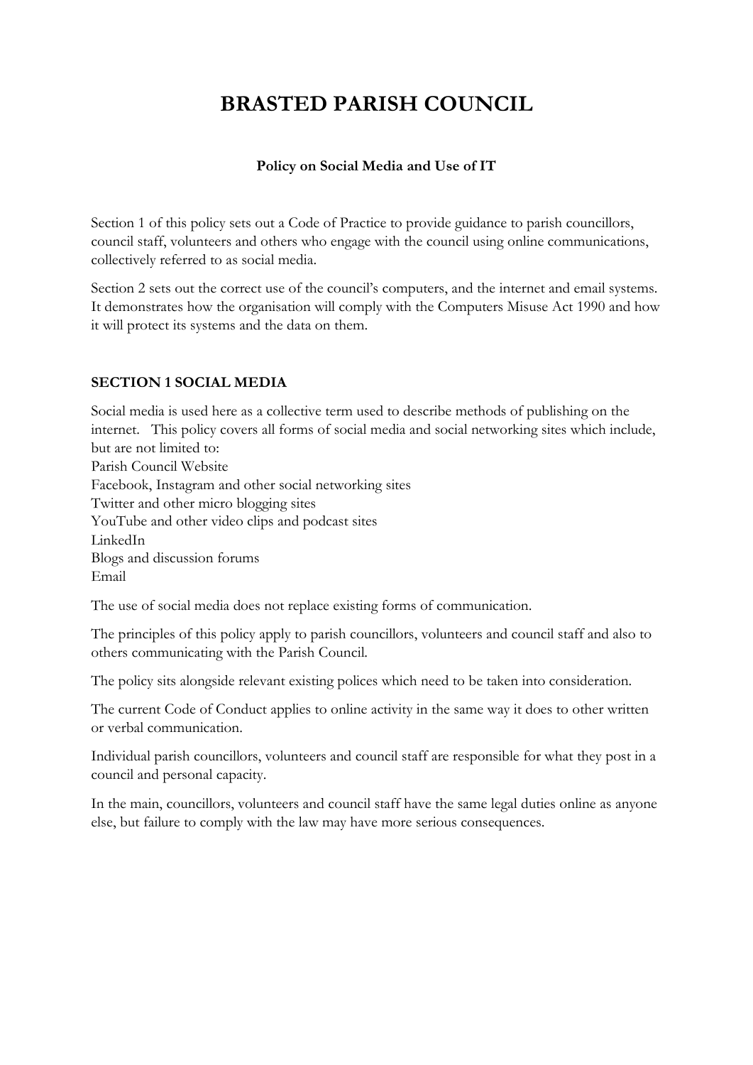# BRASTED PARISH COUNCIL

**Policy on Social Media and Use of IT**

Section 1 of this policy sets out a Code of Practice to provide guidance to parish councillors, council staff, volunteers and others who engage with the council using online communications, collectively referred to as social media.

Section 2 sets out the correct use of the council's computers, and the internet and email systems. It demonstrates how the organisation will comply with the Computers Misuse Act 1990 and how it will protect its systems and the data on them.

## SECTION 1 SOCIAL MEDIA

Social media is used here as a collective term used to describe methods of publishing on the internet. This policy covers all forms of social media and social networking sites which include, but are not limited to:

Parish Council Website
Facebook, Instagram and other social networking sites
Twitter and other micro blogging sites
YouTube and other video clips and podcast sites
LinkedIn
Blogs and discussion forums
Email

The use of social media does not replace existing forms of communication.

The principles of this policy apply to parish councillors, volunteers and council staff and also to others communicating with the Parish Council.

The policy sits alongside relevant existing polices which need to be taken into consideration.

The current Code of Conduct applies to online activity in the same way it does to other written or verbal communication.

Individual parish councillors, volunteers and council staff are responsible for what they post in a council and personal capacity.

In the main, councillors, volunteers and council staff have the same legal duties online as anyone else, but failure to comply with the law may have more serious consequences.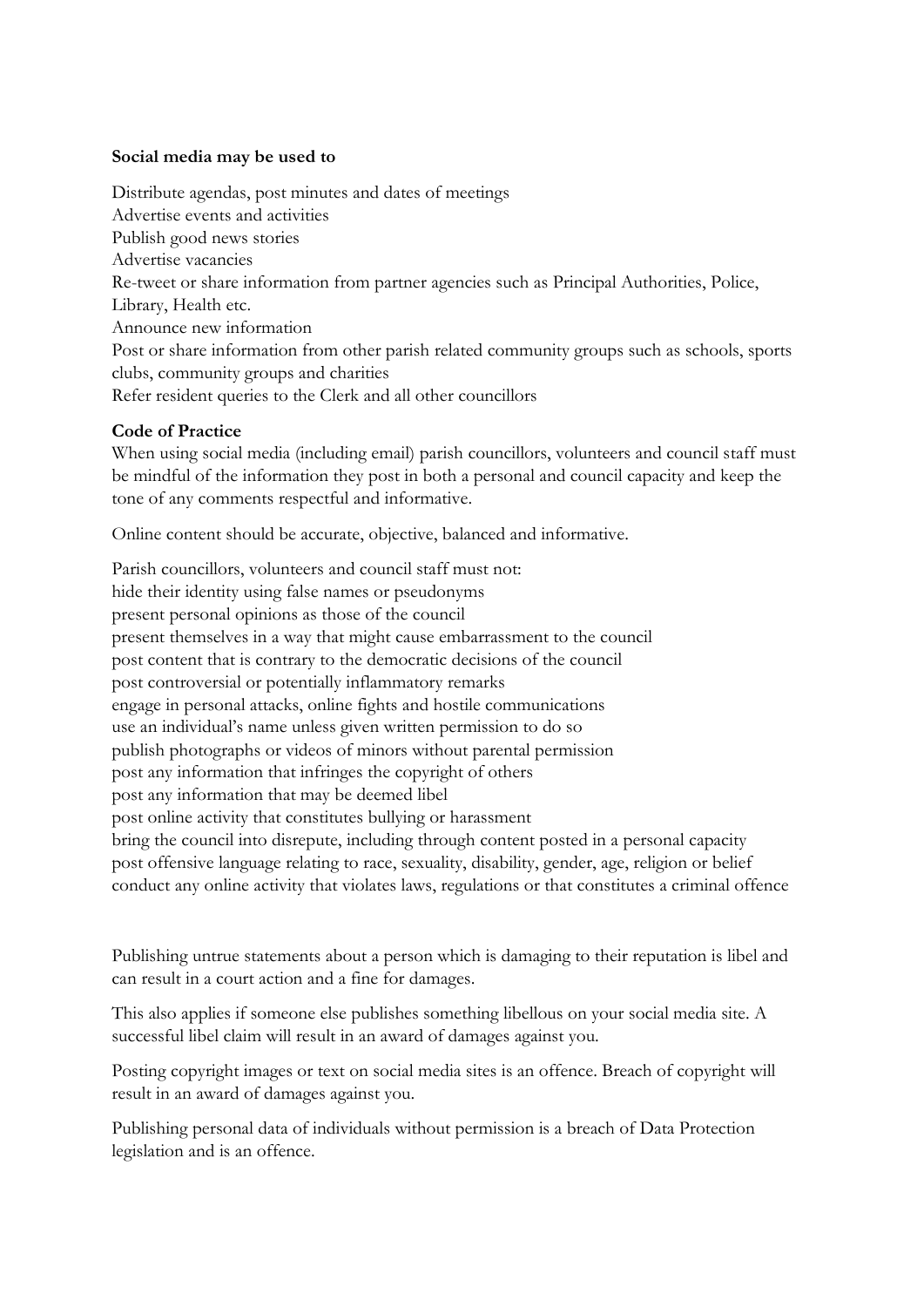**Social media may be used to**

Distribute agendas, post minutes and dates of meetings
Advertise events and activities
Publish good news stories
Advertise vacancies
Re-tweet or share information from partner agencies such as Principal Authorities, Police, Library, Health etc.
Announce new information
Post or share information from other parish related community groups such as schools, sports clubs, community groups and charities
Refer resident queries to the Clerk and all other councillors

**Code of Practice**

When using social media (including email) parish councillors, volunteers and council staff must be mindful of the information they post in both a personal and council capacity and keep the tone of any comments respectful and informative.

Online content should be accurate, objective, balanced and informative.

Parish councillors, volunteers and council staff must not:
hide their identity using false names or pseudonyms
present personal opinions as those of the council
present themselves in a way that might cause embarrassment to the council
post content that is contrary to the democratic decisions of the council
post controversial or potentially inflammatory remarks
engage in personal attacks, online fights and hostile communications
use an individual's name unless given written permission to do so
publish photographs or videos of minors without parental permission
post any information that infringes the copyright of others
post any information that may be deemed libel
post online activity that constitutes bullying or harassment
bring the council into disrepute, including through content posted in a personal capacity
post offensive language relating to race, sexuality, disability, gender, age, religion or belief
conduct any online activity that violates laws, regulations or that constitutes a criminal offence

Publishing untrue statements about a person which is damaging to their reputation is libel and can result in a court action and a fine for damages.

This also applies if someone else publishes something libellous on your social media site. A successful libel claim will result in an award of damages against you.

Posting copyright images or text on social media sites is an offence. Breach of copyright will result in an award of damages against you.

Publishing personal data of individuals without permission is a breach of Data Protection legislation and is an offence.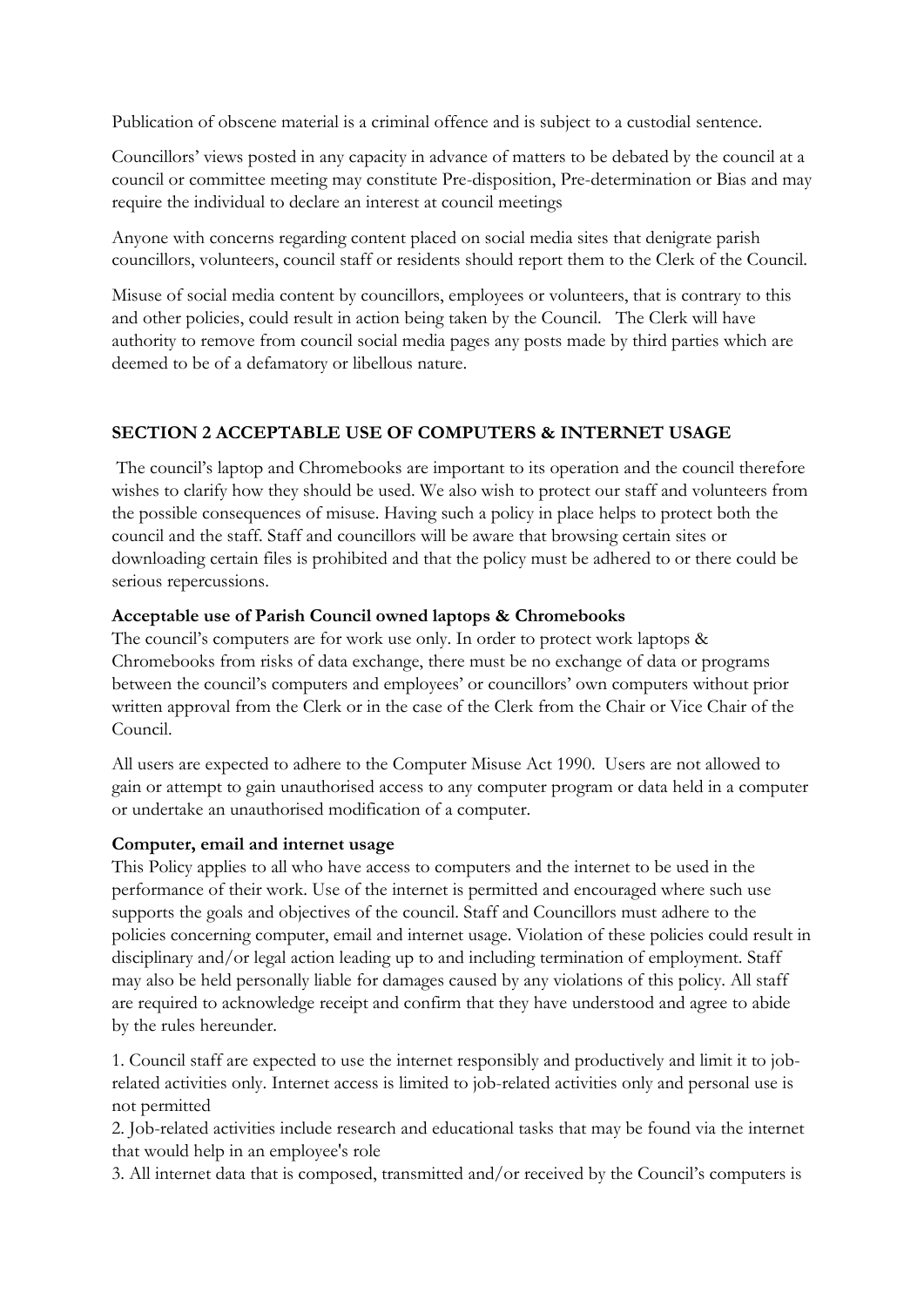Publication of obscene material is a criminal offence and is subject to a custodial sentence.

Councillors' views posted in any capacity in advance of matters to be debated by the council at a council or committee meeting may constitute Pre-disposition, Pre-determination or Bias and may require the individual to declare an interest at council meetings

Anyone with concerns regarding content placed on social media sites that denigrate parish councillors, volunteers, council staff or residents should report them to the Clerk of the Council.

Misuse of social media content by councillors, employees or volunteers, that is contrary to this and other policies, could result in action being taken by the Council. The Clerk will have authority to remove from council social media pages any posts made by third parties which are deemed to be of a defamatory or libellous nature.

## SECTION 2 ACCEPTABLE USE OF COMPUTERS & INTERNET USAGE

The council's laptop and Chromebooks are important to its operation and the council therefore wishes to clarify how they should be used. We also wish to protect our staff and volunteers from the possible consequences of misuse. Having such a policy in place helps to protect both the council and the staff. Staff and councillors will be aware that browsing certain sites or downloading certain files is prohibited and that the policy must be adhered to or there could be serious repercussions.

**Acceptable use of Parish Council owned laptops & Chromebooks**

The council's computers are for work use only. In order to protect work laptops & Chromebooks from risks of data exchange, there must be no exchange of data or programs between the council's computers and employees' or councillors' own computers without prior written approval from the Clerk or in the case of the Clerk from the Chair or Vice Chair of the Council.

All users are expected to adhere to the Computer Misuse Act 1990. Users are not allowed to gain or attempt to gain unauthorised access to any computer program or data held in a computer or undertake an unauthorised modification of a computer.

**Computer, email and internet usage**

This Policy applies to all who have access to computers and the internet to be used in the performance of their work. Use of the internet is permitted and encouraged where such use supports the goals and objectives of the council. Staff and Councillors must adhere to the policies concerning computer, email and internet usage. Violation of these policies could result in disciplinary and/or legal action leading up to and including termination of employment. Staff may also be held personally liable for damages caused by any violations of this policy. All staff are required to acknowledge receipt and confirm that they have understood and agree to abide by the rules hereunder.

1. Council staff are expected to use the internet responsibly and productively and limit it to job-related activities only. Internet access is limited to job-related activities only and personal use is not permitted
2. Job-related activities include research and educational tasks that may be found via the internet that would help in an employee's role
3. All internet data that is composed, transmitted and/or received by the Council's computers is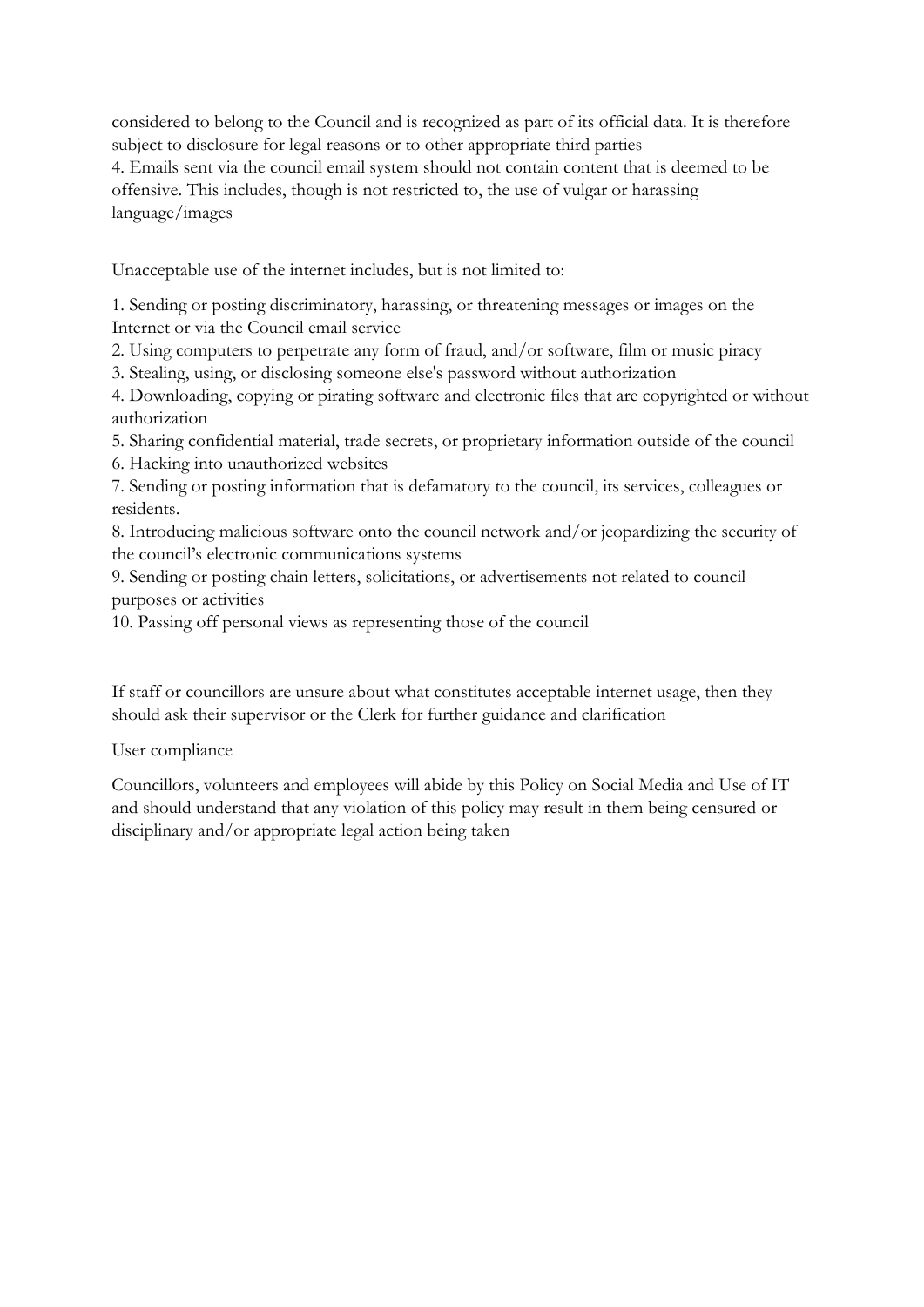considered to belong to the Council and is recognized as part of its official data. It is therefore subject to disclosure for legal reasons or to other appropriate third parties

4. Emails sent via the council email system should not contain content that is deemed to be offensive. This includes, though is not restricted to, the use of vulgar or harassing language/images

Unacceptable use of the internet includes, but is not limited to:

1. Sending or posting discriminatory, harassing, or threatening messages or images on the Internet or via the Council email service
2. Using computers to perpetrate any form of fraud, and/or software, film or music piracy
3. Stealing, using, or disclosing someone else's password without authorization
4. Downloading, copying or pirating software and electronic files that are copyrighted or without authorization
5. Sharing confidential material, trade secrets, or proprietary information outside of the council
6. Hacking into unauthorized websites
7. Sending or posting information that is defamatory to the council, its services, colleagues or residents.
8. Introducing malicious software onto the council network and/or jeopardizing the security of the council's electronic communications systems
9. Sending or posting chain letters, solicitations, or advertisements not related to council purposes or activities
10. Passing off personal views as representing those of the council

If staff or councillors are unsure about what constitutes acceptable internet usage, then they should ask their supervisor or the Clerk for further guidance and clarification

User compliance

Councillors, volunteers and employees will abide by this Policy on Social Media and Use of IT and should understand that any violation of this policy may result in them being censured or disciplinary and/or appropriate legal action being taken